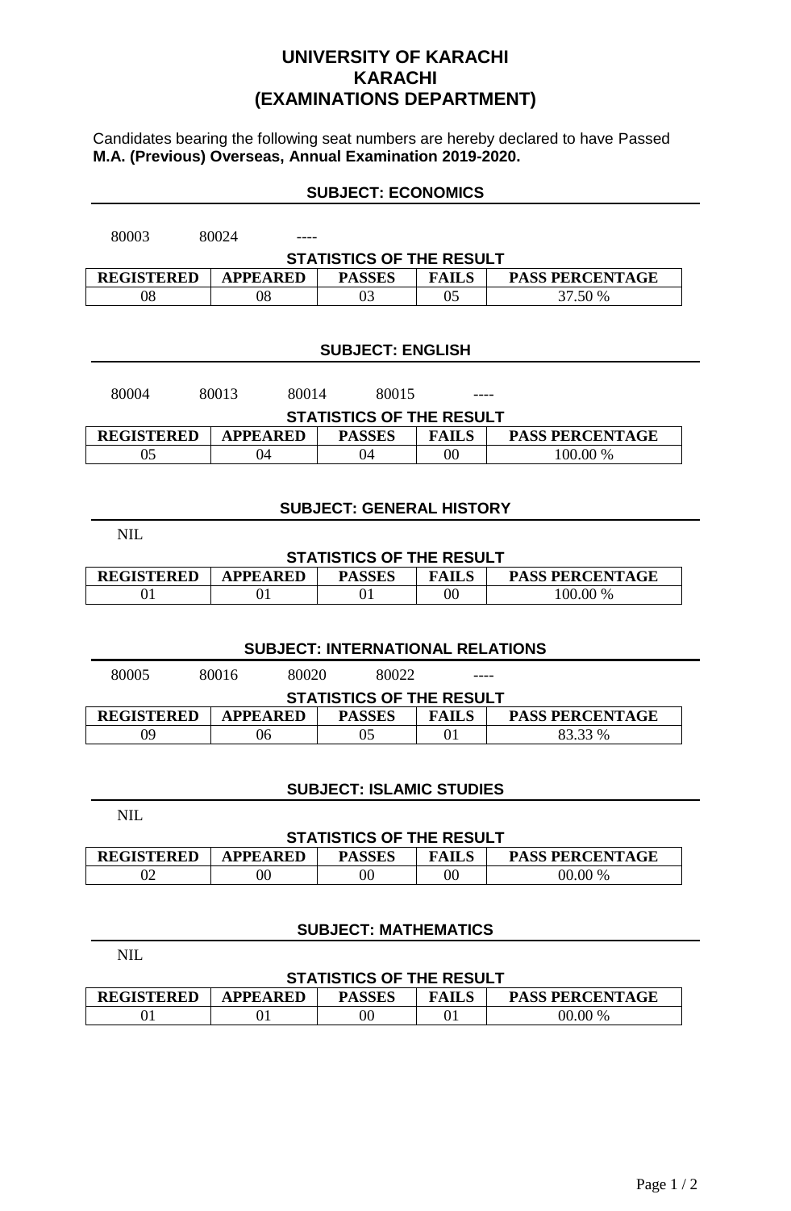# UNIVERSITY OF KARACHI
# KARACHI
# (EXAMINATIONS DEPARTMENT)

Candidates bearing the following seat numbers are hereby declared to have Passed **M.A. (Previous) Overseas, Annual Examination 2019-2020.**

## SUBJECT: ECONOMICS

80003 80024 ----

**STATISTICS OF THE RESULT**

| REGISTERED | APPEARED | PASSES | FAILS | PASS PERCENTAGE |
|---|---|---|---|---|
| 08 | 08 | 03 | 05 | 37.50 % |

## SUBJECT: ENGLISH

80004 80013 80014 80015 ----

**STATISTICS OF THE RESULT**

| REGISTERED | APPEARED | PASSES | FAILS | PASS PERCENTAGE |
|---|---|---|---|---|
| 05 | 04 | 04 | 00 | 100.00 % |

## SUBJECT: GENERAL HISTORY

NIL

**STATISTICS OF THE RESULT**

| REGISTERED | APPEARED | PASSES | FAILS | PASS PERCENTAGE |
|---|---|---|---|---|
| 01 | 01 | 01 | 00 | 100.00 % |

## SUBJECT: INTERNATIONAL RELATIONS

80005 80016 80020 80022 ----

**STATISTICS OF THE RESULT**

| REGISTERED | APPEARED | PASSES | FAILS | PASS PERCENTAGE |
|---|---|---|---|---|
| 09 | 06 | 05 | 01 | 83.33 % |

## SUBJECT: ISLAMIC STUDIES

NIL

**STATISTICS OF THE RESULT**

| REGISTERED | APPEARED | PASSES | FAILS | PASS PERCENTAGE |
|---|---|---|---|---|
| 02 | 00 | 00 | 00 | 00.00 % |

## SUBJECT: MATHEMATICS

NIL

**STATISTICS OF THE RESULT**

| REGISTERED | APPEARED | PASSES | FAILS | PASS PERCENTAGE |
|---|---|---|---|---|
| 01 | 01 | 00 | 01 | 00.00 % |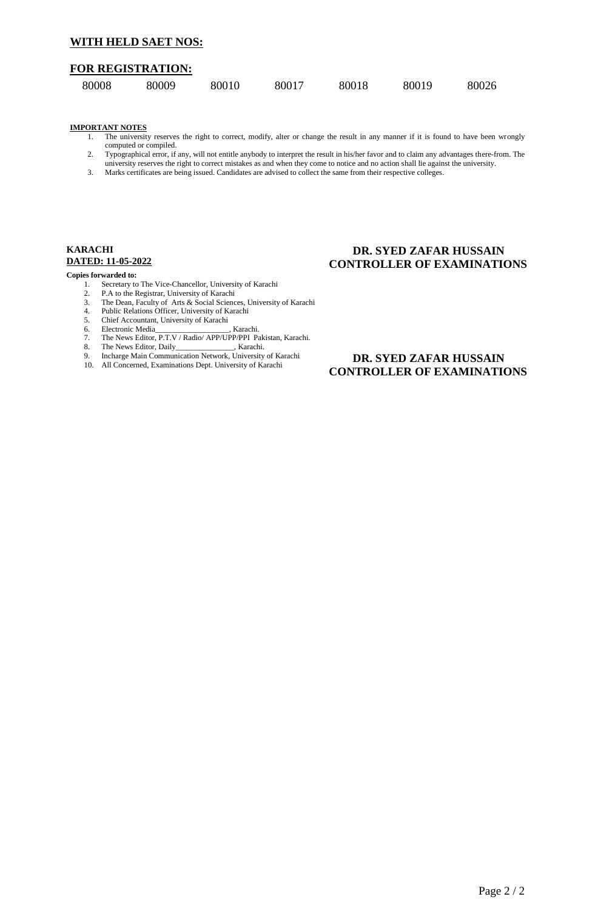## WITH HELD SAET NOS:

## FOR REGISTRATION:

| | | | | | | |
|---|---|---|---|---|---|---|
| 80008 | 80009 | 80010 | 80017 | 80018 | 80019 | 80026 |

**IMPORTANT NOTES**

1. The university reserves the right to correct, modify, alter or change the result in any manner if it is found to have been wrongly computed or compiled.
2. Typographical error, if any, will not entitle anybody to interpret the result in his/her favor and to claim any advantages there-from. The university reserves the right to correct mistakes as and when they come to notice and no action shall lie against the university.
3. Marks certificates are being issued. Candidates are advised to collect the same from their respective colleges.

**KARACHI**
**DATED: 11-05-2022**

**DR. SYED ZAFAR HUSSAIN**
**CONTROLLER OF EXAMINATIONS**

**Copies forwarded to:**

1. Secretary to The Vice-Chancellor, University of Karachi
2. P.A to the Registrar, University of Karachi
3. The Dean, Faculty of Arts & Social Sciences, University of Karachi
4. Public Relations Officer, University of Karachi
5. Chief Accountant, University of Karachi
6. Electronic Media___________________, Karachi.
7. The News Editor, P.T.V / Radio/ APP/UPP/PPI Pakistan, Karachi.
8. The News Editor, Daily_______________, Karachi.
9. Incharge Main Communication Network, University of Karachi
10. All Concerned, Examinations Dept. University of Karachi

**DR. SYED ZAFAR HUSSAIN**
**CONTROLLER OF EXAMINATIONS**